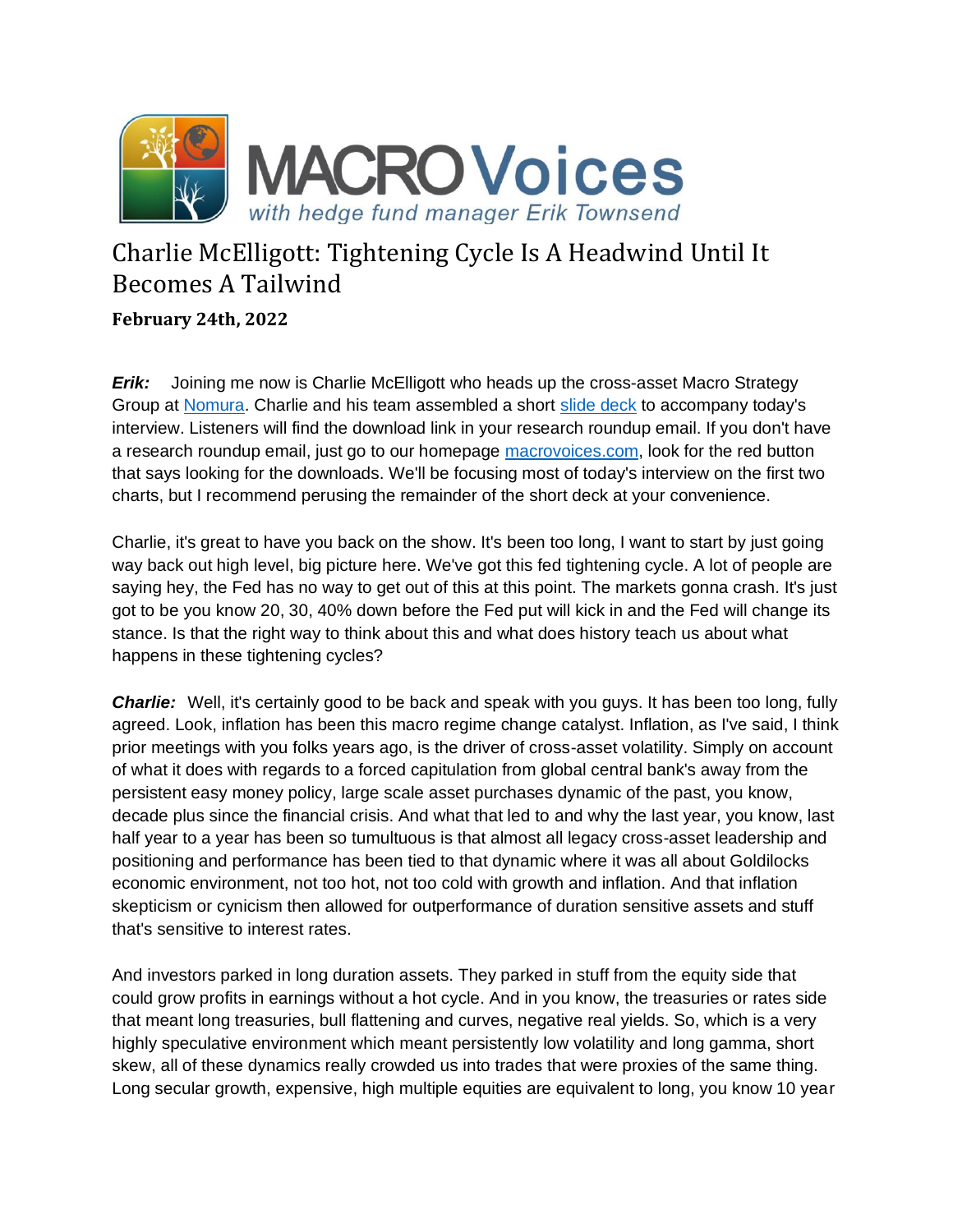# Charlie McElligott: Tightening Cycle Is A Headwind Until It Becomes A Tailwind

**February 24th, 2022**

***Erik:*** Joining me now is Charlie McElligott who heads up the cross-asset Macro Strategy Group at Nomura. Charlie and his team assembled a short slide deck to accompany today's interview. Listeners will find the download link in your research roundup email. If you don't have a research roundup email, just go to our homepage macrovoices.com, look for the red button that says looking for the downloads. We'll be focusing most of today's interview on the first two charts, but I recommend perusing the remainder of the short deck at your convenience.

Charlie, it's great to have you back on the show. It's been too long, I want to start by just going way back out high level, big picture here. We've got this fed tightening cycle. A lot of people are saying hey, the Fed has no way to get out of this at this point. The markets gonna crash. It's just got to be you know 20, 30, 40% down before the Fed put will kick in and the Fed will change its stance. Is that the right way to think about this and what does history teach us about what happens in these tightening cycles?

***Charlie:*** Well, it's certainly good to be back and speak with you guys. It has been too long, fully agreed. Look, inflation has been this macro regime change catalyst. Inflation, as I've said, I think prior meetings with you folks years ago, is the driver of cross-asset volatility. Simply on account of what it does with regards to a forced capitulation from global central bank's away from the persistent easy money policy, large scale asset purchases dynamic of the past, you know, decade plus since the financial crisis. And what that led to and why the last year, you know, last half year to a year has been so tumultuous is that almost all legacy cross-asset leadership and positioning and performance has been tied to that dynamic where it was all about Goldilocks economic environment, not too hot, not too cold with growth and inflation. And that inflation skepticism or cynicism then allowed for outperformance of duration sensitive assets and stuff that's sensitive to interest rates.

And investors parked in long duration assets. They parked in stuff from the equity side that could grow profits in earnings without a hot cycle. And in you know, the treasuries or rates side that meant long treasuries, bull flattening and curves, negative real yields. So, which is a very highly speculative environment which meant persistently low volatility and long gamma, short skew, all of these dynamics really crowded us into trades that were proxies of the same thing. Long secular growth, expensive, high multiple equities are equivalent to long, you know 10 year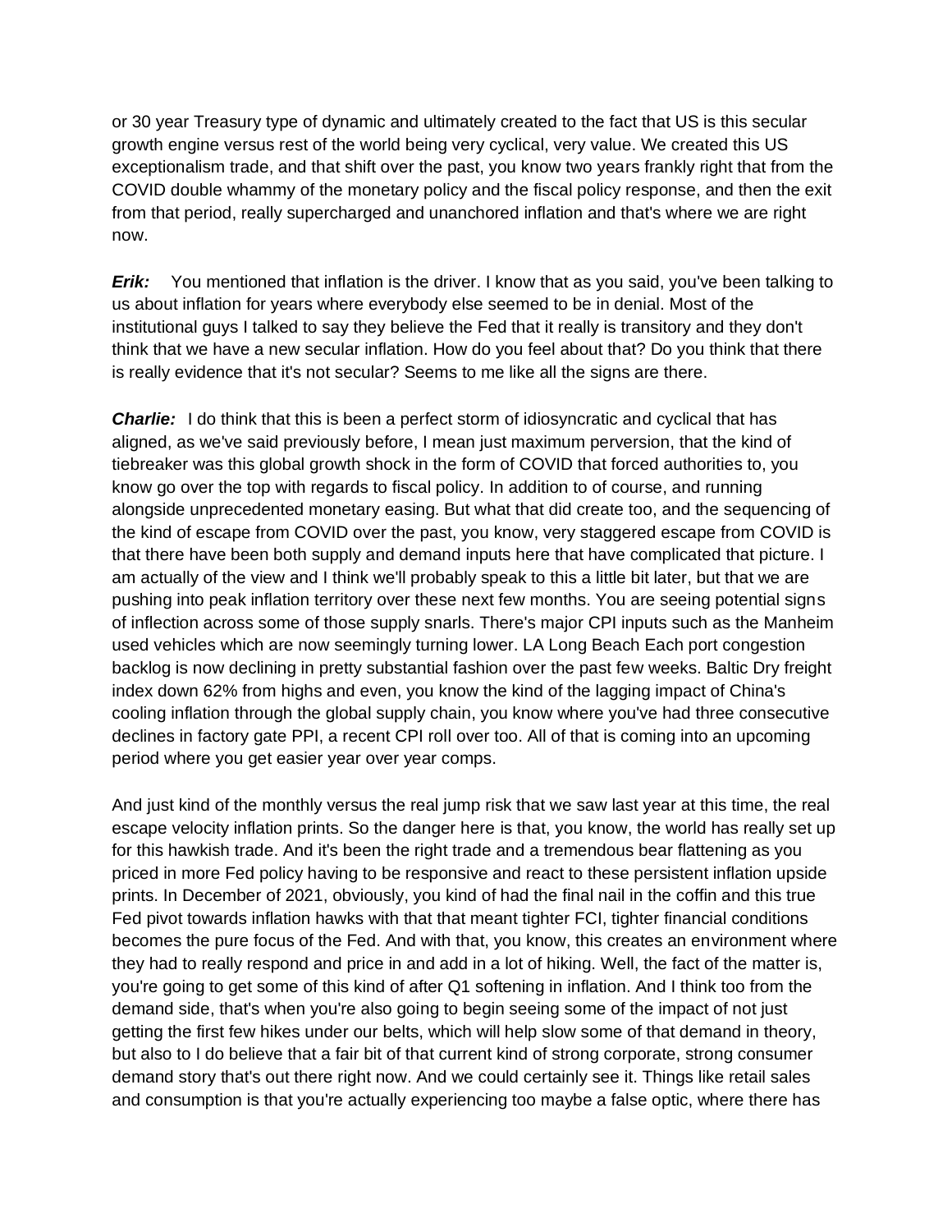or 30 year Treasury type of dynamic and ultimately created to the fact that US is this secular growth engine versus rest of the world being very cyclical, very value. We created this US exceptionalism trade, and that shift over the past, you know two years frankly right that from the COVID double whammy of the monetary policy and the fiscal policy response, and then the exit from that period, really supercharged and unanchored inflation and that's where we are right now.

***Erik:*** You mentioned that inflation is the driver. I know that as you said, you've been talking to us about inflation for years where everybody else seemed to be in denial. Most of the institutional guys I talked to say they believe the Fed that it really is transitory and they don't think that we have a new secular inflation. How do you feel about that? Do you think that there is really evidence that it's not secular? Seems to me like all the signs are there.

***Charlie:*** I do think that this is been a perfect storm of idiosyncratic and cyclical that has aligned, as we've said previously before, I mean just maximum perversion, that the kind of tiebreaker was this global growth shock in the form of COVID that forced authorities to, you know go over the top with regards to fiscal policy. In addition to of course, and running alongside unprecedented monetary easing. But what that did create too, and the sequencing of the kind of escape from COVID over the past, you know, very staggered escape from COVID is that there have been both supply and demand inputs here that have complicated that picture. I am actually of the view and I think we'll probably speak to this a little bit later, but that we are pushing into peak inflation territory over these next few months. You are seeing potential signs of inflection across some of those supply snarls. There's major CPI inputs such as the Manheim used vehicles which are now seemingly turning lower. LA Long Beach Each port congestion backlog is now declining in pretty substantial fashion over the past few weeks. Baltic Dry freight index down 62% from highs and even, you know the kind of the lagging impact of China's cooling inflation through the global supply chain, you know where you've had three consecutive declines in factory gate PPI, a recent CPI roll over too. All of that is coming into an upcoming period where you get easier year over year comps.

And just kind of the monthly versus the real jump risk that we saw last year at this time, the real escape velocity inflation prints. So the danger here is that, you know, the world has really set up for this hawkish trade. And it's been the right trade and a tremendous bear flattening as you priced in more Fed policy having to be responsive and react to these persistent inflation upside prints. In December of 2021, obviously, you kind of had the final nail in the coffin and this true Fed pivot towards inflation hawks with that that meant tighter FCI, tighter financial conditions becomes the pure focus of the Fed. And with that, you know, this creates an environment where they had to really respond and price in and add in a lot of hiking. Well, the fact of the matter is, you're going to get some of this kind of after Q1 softening in inflation. And I think too from the demand side, that's when you're also going to begin seeing some of the impact of not just getting the first few hikes under our belts, which will help slow some of that demand in theory, but also to I do believe that a fair bit of that current kind of strong corporate, strong consumer demand story that's out there right now. And we could certainly see it. Things like retail sales and consumption is that you're actually experiencing too maybe a false optic, where there has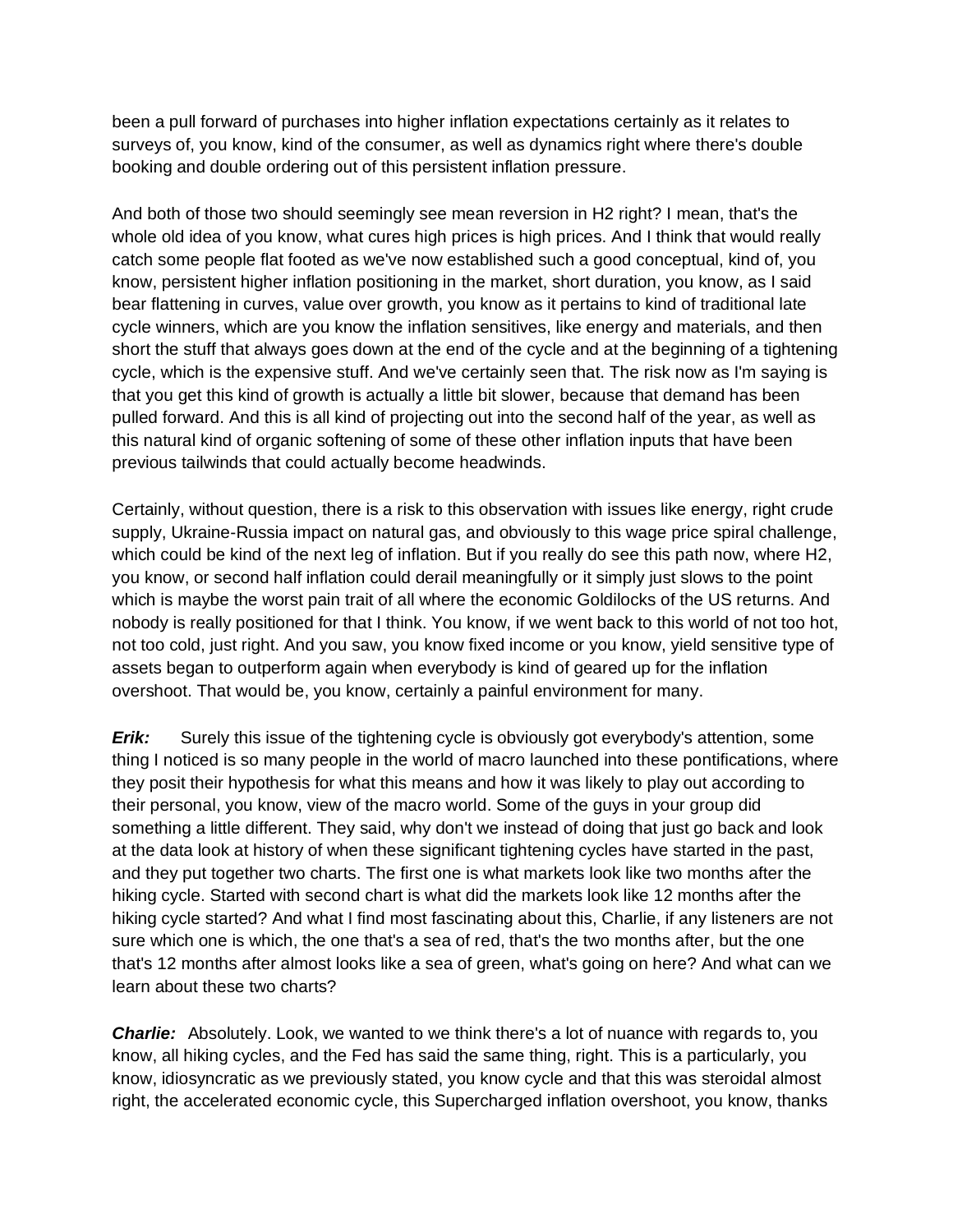been a pull forward of purchases into higher inflation expectations certainly as it relates to surveys of, you know, kind of the consumer, as well as dynamics right where there's double booking and double ordering out of this persistent inflation pressure.

And both of those two should seemingly see mean reversion in H2 right? I mean, that's the whole old idea of you know, what cures high prices is high prices. And I think that would really catch some people flat footed as we've now established such a good conceptual, kind of, you know, persistent higher inflation positioning in the market, short duration, you know, as I said bear flattening in curves, value over growth, you know as it pertains to kind of traditional late cycle winners, which are you know the inflation sensitives, like energy and materials, and then short the stuff that always goes down at the end of the cycle and at the beginning of a tightening cycle, which is the expensive stuff. And we've certainly seen that. The risk now as I'm saying is that you get this kind of growth is actually a little bit slower, because that demand has been pulled forward. And this is all kind of projecting out into the second half of the year, as well as this natural kind of organic softening of some of these other inflation inputs that have been previous tailwinds that could actually become headwinds.

Certainly, without question, there is a risk to this observation with issues like energy, right crude supply, Ukraine-Russia impact on natural gas, and obviously to this wage price spiral challenge, which could be kind of the next leg of inflation. But if you really do see this path now, where H2, you know, or second half inflation could derail meaningfully or it simply just slows to the point which is maybe the worst pain trait of all where the economic Goldilocks of the US returns. And nobody is really positioned for that I think. You know, if we went back to this world of not too hot, not too cold, just right. And you saw, you know fixed income or you know, yield sensitive type of assets began to outperform again when everybody is kind of geared up for the inflation overshoot. That would be, you know, certainly a painful environment for many.

***Erik:*** Surely this issue of the tightening cycle is obviously got everybody's attention, some thing I noticed is so many people in the world of macro launched into these pontifications, where they posit their hypothesis for what this means and how it was likely to play out according to their personal, you know, view of the macro world. Some of the guys in your group did something a little different. They said, why don't we instead of doing that just go back and look at the data look at history of when these significant tightening cycles have started in the past, and they put together two charts. The first one is what markets look like two months after the hiking cycle. Started with second chart is what did the markets look like 12 months after the hiking cycle started? And what I find most fascinating about this, Charlie, if any listeners are not sure which one is which, the one that's a sea of red, that's the two months after, but the one that's 12 months after almost looks like a sea of green, what's going on here? And what can we learn about these two charts?

***Charlie:*** Absolutely. Look, we wanted to we think there's a lot of nuance with regards to, you know, all hiking cycles, and the Fed has said the same thing, right. This is a particularly, you know, idiosyncratic as we previously stated, you know cycle and that this was steroidal almost right, the accelerated economic cycle, this Supercharged inflation overshoot, you know, thanks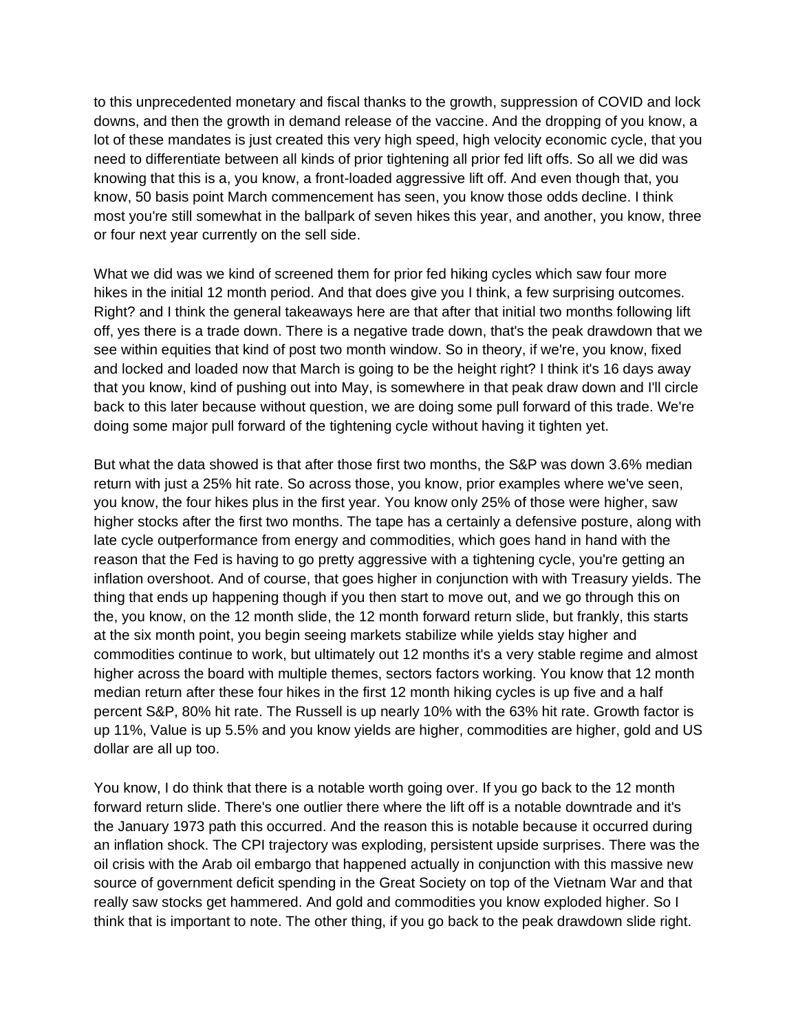to this unprecedented monetary and fiscal thanks to the growth, suppression of COVID and lock downs, and then the growth in demand release of the vaccine. And the dropping of you know, a lot of these mandates is just created this very high speed, high velocity economic cycle, that you need to differentiate between all kinds of prior tightening all prior fed lift offs. So all we did was knowing that this is a, you know, a front-loaded aggressive lift off. And even though that, you know, 50 basis point March commencement has seen, you know those odds decline. I think most you're still somewhat in the ballpark of seven hikes this year, and another, you know, three or four next year currently on the sell side.

What we did was we kind of screened them for prior fed hiking cycles which saw four more hikes in the initial 12 month period. And that does give you I think, a few surprising outcomes. Right? and I think the general takeaways here are that after that initial two months following lift off, yes there is a trade down. There is a negative trade down, that's the peak drawdown that we see within equities that kind of post two month window. So in theory, if we're, you know, fixed and locked and loaded now that March is going to be the height right? I think it's 16 days away that you know, kind of pushing out into May, is somewhere in that peak draw down and I'll circle back to this later because without question, we are doing some pull forward of this trade. We're doing some major pull forward of the tightening cycle without having it tighten yet.

But what the data showed is that after those first two months, the S&P was down 3.6% median return with just a 25% hit rate. So across those, you know, prior examples where we've seen, you know, the four hikes plus in the first year. You know only 25% of those were higher, saw higher stocks after the first two months. The tape has a certainly a defensive posture, along with late cycle outperformance from energy and commodities, which goes hand in hand with the reason that the Fed is having to go pretty aggressive with a tightening cycle, you're getting an inflation overshoot. And of course, that goes higher in conjunction with with Treasury yields. The thing that ends up happening though if you then start to move out, and we go through this on the, you know, on the 12 month slide, the 12 month forward return slide, but frankly, this starts at the six month point, you begin seeing markets stabilize while yields stay higher and commodities continue to work, but ultimately out 12 months it's a very stable regime and almost higher across the board with multiple themes, sectors factors working. You know that 12 month median return after these four hikes in the first 12 month hiking cycles is up five and a half percent S&P, 80% hit rate. The Russell is up nearly 10% with the 63% hit rate. Growth factor is up 11%, Value is up 5.5% and you know yields are higher, commodities are higher, gold and US dollar are all up too.

You know, I do think that there is a notable worth going over. If you go back to the 12 month forward return slide. There's one outlier there where the lift off is a notable downtrade and it's the January 1973 path this occurred. And the reason this is notable because it occurred during an inflation shock. The CPI trajectory was exploding, persistent upside surprises. There was the oil crisis with the Arab oil embargo that happened actually in conjunction with this massive new source of government deficit spending in the Great Society on top of the Vietnam War and that really saw stocks get hammered. And gold and commodities you know exploded higher. So I think that is important to note. The other thing, if you go back to the peak drawdown slide right.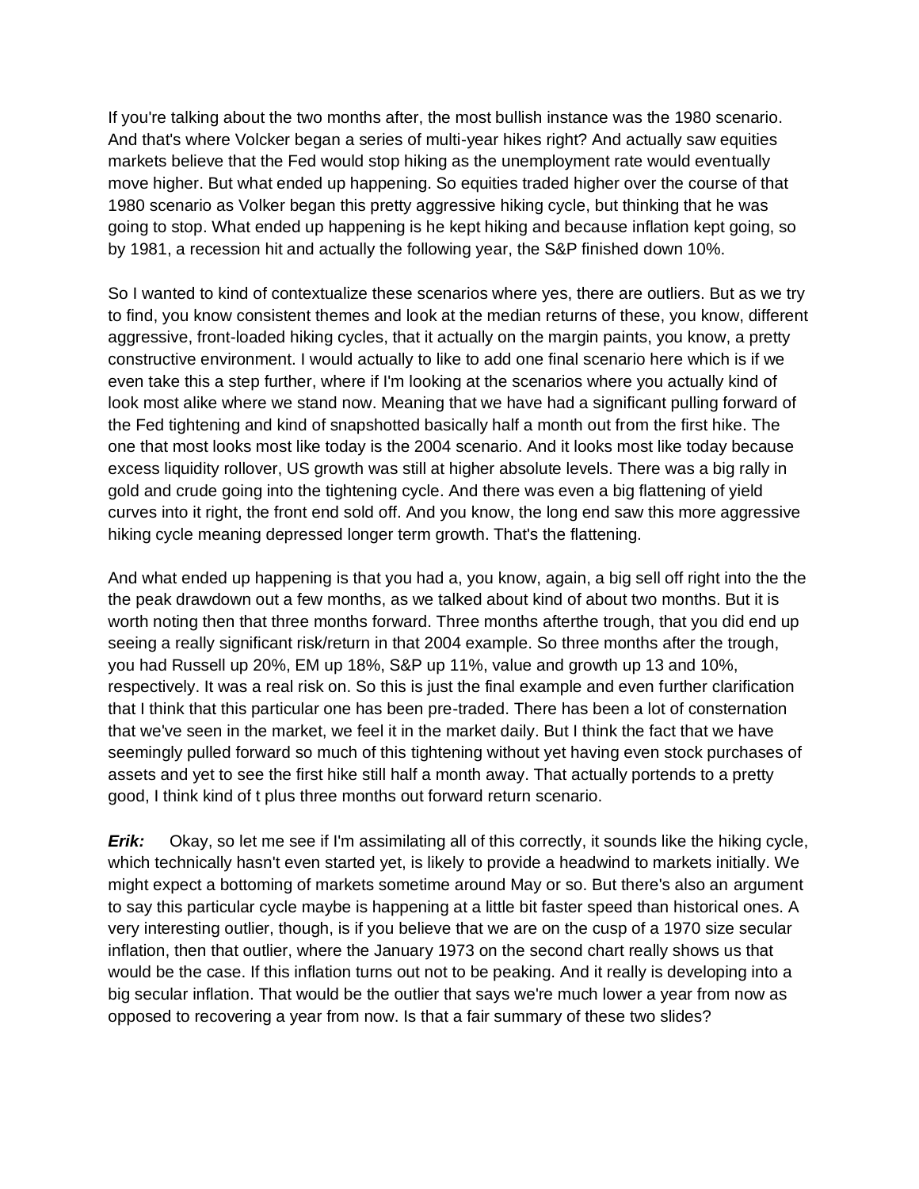If you're talking about the two months after, the most bullish instance was the 1980 scenario. And that's where Volcker began a series of multi-year hikes right? And actually saw equities markets believe that the Fed would stop hiking as the unemployment rate would eventually move higher. But what ended up happening. So equities traded higher over the course of that 1980 scenario as Volker began this pretty aggressive hiking cycle, but thinking that he was going to stop. What ended up happening is he kept hiking and because inflation kept going, so by 1981, a recession hit and actually the following year, the S&P finished down 10%.

So I wanted to kind of contextualize these scenarios where yes, there are outliers. But as we try to find, you know consistent themes and look at the median returns of these, you know, different aggressive, front-loaded hiking cycles, that it actually on the margin paints, you know, a pretty constructive environment. I would actually to like to add one final scenario here which is if we even take this a step further, where if I'm looking at the scenarios where you actually kind of look most alike where we stand now. Meaning that we have had a significant pulling forward of the Fed tightening and kind of snapshotted basically half a month out from the first hike. The one that most looks most like today is the 2004 scenario. And it looks most like today because excess liquidity rollover, US growth was still at higher absolute levels. There was a big rally in gold and crude going into the tightening cycle. And there was even a big flattening of yield curves into it right, the front end sold off. And you know, the long end saw this more aggressive hiking cycle meaning depressed longer term growth. That's the flattening.

And what ended up happening is that you had a, you know, again, a big sell off right into the the the peak drawdown out a few months, as we talked about kind of about two months. But it is worth noting then that three months forward. Three months afterthe trough, that you did end up seeing a really significant risk/return in that 2004 example. So three months after the trough, you had Russell up 20%, EM up 18%, S&P up 11%, value and growth up 13 and 10%, respectively. It was a real risk on. So this is just the final example and even further clarification that I think that this particular one has been pre-traded. There has been a lot of consternation that we've seen in the market, we feel it in the market daily. But I think the fact that we have seemingly pulled forward so much of this tightening without yet having even stock purchases of assets and yet to see the first hike still half a month away. That actually portends to a pretty good, I think kind of t plus three months out forward return scenario.

***Erik:*** Okay, so let me see if I'm assimilating all of this correctly, it sounds like the hiking cycle, which technically hasn't even started yet, is likely to provide a headwind to markets initially. We might expect a bottoming of markets sometime around May or so. But there's also an argument to say this particular cycle maybe is happening at a little bit faster speed than historical ones. A very interesting outlier, though, is if you believe that we are on the cusp of a 1970 size secular inflation, then that outlier, where the January 1973 on the second chart really shows us that would be the case. If this inflation turns out not to be peaking. And it really is developing into a big secular inflation. That would be the outlier that says we're much lower a year from now as opposed to recovering a year from now. Is that a fair summary of these two slides?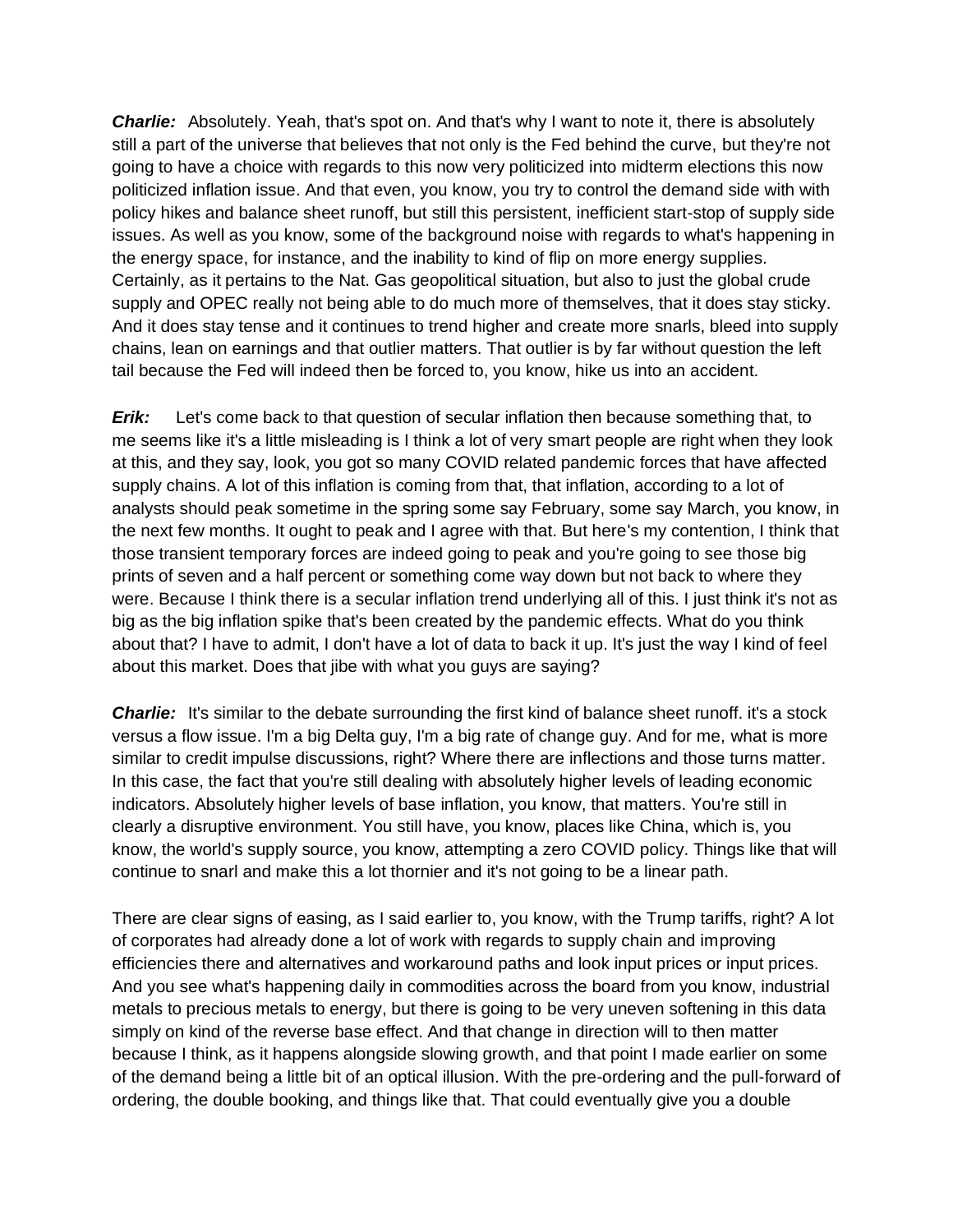***Charlie:*** Absolutely. Yeah, that's spot on. And that's why I want to note it, there is absolutely still a part of the universe that believes that not only is the Fed behind the curve, but they're not going to have a choice with regards to this now very politicized into midterm elections this now politicized inflation issue. And that even, you know, you try to control the demand side with with policy hikes and balance sheet runoff, but still this persistent, inefficient start-stop of supply side issues. As well as you know, some of the background noise with regards to what's happening in the energy space, for instance, and the inability to kind of flip on more energy supplies. Certainly, as it pertains to the Nat. Gas geopolitical situation, but also to just the global crude supply and OPEC really not being able to do much more of themselves, that it does stay sticky. And it does stay tense and it continues to trend higher and create more snarls, bleed into supply chains, lean on earnings and that outlier matters. That outlier is by far without question the left tail because the Fed will indeed then be forced to, you know, hike us into an accident.

***Erik:*** Let's come back to that question of secular inflation then because something that, to me seems like it's a little misleading is I think a lot of very smart people are right when they look at this, and they say, look, you got so many COVID related pandemic forces that have affected supply chains. A lot of this inflation is coming from that, that inflation, according to a lot of analysts should peak sometime in the spring some say February, some say March, you know, in the next few months. It ought to peak and I agree with that. But here's my contention, I think that those transient temporary forces are indeed going to peak and you're going to see those big prints of seven and a half percent or something come way down but not back to where they were. Because I think there is a secular inflation trend underlying all of this. I just think it's not as big as the big inflation spike that's been created by the pandemic effects. What do you think about that? I have to admit, I don't have a lot of data to back it up. It's just the way I kind of feel about this market. Does that jibe with what you guys are saying?

***Charlie:*** It's similar to the debate surrounding the first kind of balance sheet runoff. it's a stock versus a flow issue. I'm a big Delta guy, I'm a big rate of change guy. And for me, what is more similar to credit impulse discussions, right? Where there are inflections and those turns matter. In this case, the fact that you're still dealing with absolutely higher levels of leading economic indicators. Absolutely higher levels of base inflation, you know, that matters. You're still in clearly a disruptive environment. You still have, you know, places like China, which is, you know, the world's supply source, you know, attempting a zero COVID policy. Things like that will continue to snarl and make this a lot thornier and it's not going to be a linear path.

There are clear signs of easing, as I said earlier to, you know, with the Trump tariffs, right? A lot of corporates had already done a lot of work with regards to supply chain and improving efficiencies there and alternatives and workaround paths and look input prices or input prices. And you see what's happening daily in commodities across the board from you know, industrial metals to precious metals to energy, but there is going to be very uneven softening in this data simply on kind of the reverse base effect. And that change in direction will to then matter because I think, as it happens alongside slowing growth, and that point I made earlier on some of the demand being a little bit of an optical illusion. With the pre-ordering and the pull-forward of ordering, the double booking, and things like that. That could eventually give you a double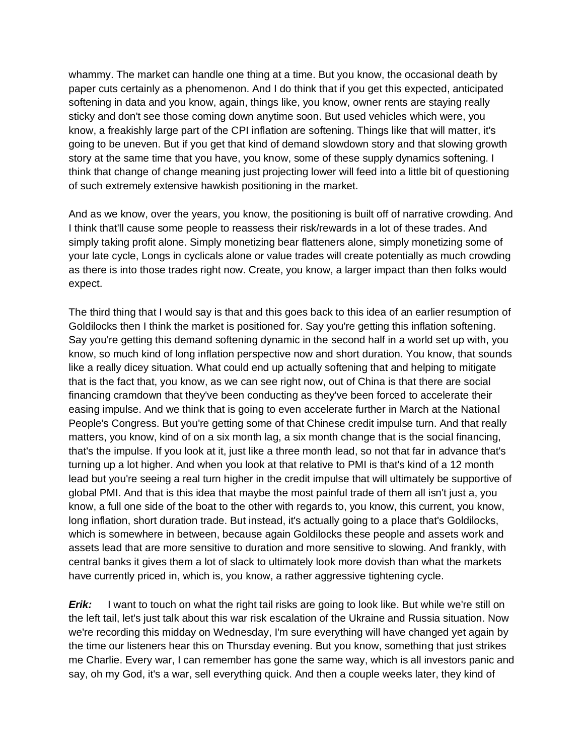whammy. The market can handle one thing at a time. But you know, the occasional death by paper cuts certainly as a phenomenon. And I do think that if you get this expected, anticipated softening in data and you know, again, things like, you know, owner rents are staying really sticky and don't see those coming down anytime soon. But used vehicles which were, you know, a freakishly large part of the CPI inflation are softening. Things like that will matter, it's going to be uneven. But if you get that kind of demand slowdown story and that slowing growth story at the same time that you have, you know, some of these supply dynamics softening. I think that change of change meaning just projecting lower will feed into a little bit of questioning of such extremely extensive hawkish positioning in the market.

And as we know, over the years, you know, the positioning is built off of narrative crowding. And I think that'll cause some people to reassess their risk/rewards in a lot of these trades. And simply taking profit alone. Simply monetizing bear flatteners alone, simply monetizing some of your late cycle, Longs in cyclicals alone or value trades will create potentially as much crowding as there is into those trades right now. Create, you know, a larger impact than then folks would expect.

The third thing that I would say is that and this goes back to this idea of an earlier resumption of Goldilocks then I think the market is positioned for. Say you're getting this inflation softening. Say you're getting this demand softening dynamic in the second half in a world set up with, you know, so much kind of long inflation perspective now and short duration. You know, that sounds like a really dicey situation. What could end up actually softening that and helping to mitigate that is the fact that, you know, as we can see right now, out of China is that there are social financing cramdown that they've been conducting as they've been forced to accelerate their easing impulse. And we think that is going to even accelerate further in March at the National People's Congress. But you're getting some of that Chinese credit impulse turn. And that really matters, you know, kind of on a six month lag, a six month change that is the social financing, that's the impulse. If you look at it, just like a three month lead, so not that far in advance that's turning up a lot higher. And when you look at that relative to PMI is that's kind of a 12 month lead but you're seeing a real turn higher in the credit impulse that will ultimately be supportive of global PMI. And that is this idea that maybe the most painful trade of them all isn't just a, you know, a full one side of the boat to the other with regards to, you know, this current, you know, long inflation, short duration trade. But instead, it's actually going to a place that's Goldilocks, which is somewhere in between, because again Goldilocks these people and assets work and assets lead that are more sensitive to duration and more sensitive to slowing. And frankly, with central banks it gives them a lot of slack to ultimately look more dovish than what the markets have currently priced in, which is, you know, a rather aggressive tightening cycle.

***Erik:*** I want to touch on what the right tail risks are going to look like. But while we're still on the left tail, let's just talk about this war risk escalation of the Ukraine and Russia situation. Now we're recording this midday on Wednesday, I'm sure everything will have changed yet again by the time our listeners hear this on Thursday evening. But you know, something that just strikes me Charlie. Every war, I can remember has gone the same way, which is all investors panic and say, oh my God, it's a war, sell everything quick. And then a couple weeks later, they kind of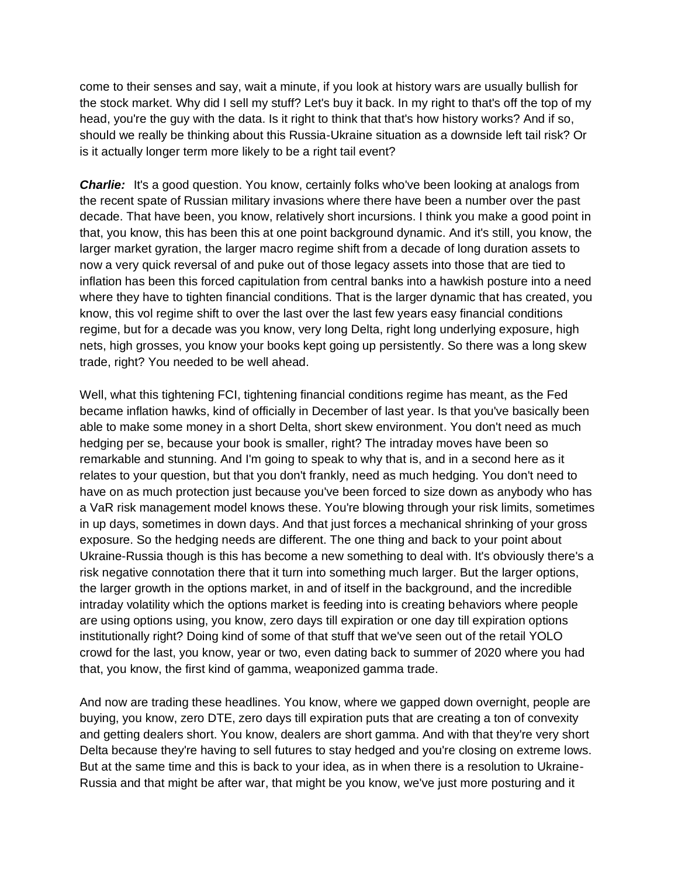come to their senses and say, wait a minute, if you look at history wars are usually bullish for the stock market. Why did I sell my stuff? Let's buy it back. In my right to that's off the top of my head, you're the guy with the data. Is it right to think that that's how history works? And if so, should we really be thinking about this Russia-Ukraine situation as a downside left tail risk? Or is it actually longer term more likely to be a right tail event?

***Charlie:*** It's a good question. You know, certainly folks who've been looking at analogs from the recent spate of Russian military invasions where there have been a number over the past decade. That have been, you know, relatively short incursions. I think you make a good point in that, you know, this has been this at one point background dynamic. And it's still, you know, the larger market gyration, the larger macro regime shift from a decade of long duration assets to now a very quick reversal of and puke out of those legacy assets into those that are tied to inflation has been this forced capitulation from central banks into a hawkish posture into a need where they have to tighten financial conditions. That is the larger dynamic that has created, you know, this vol regime shift to over the last over the last few years easy financial conditions regime, but for a decade was you know, very long Delta, right long underlying exposure, high nets, high grosses, you know your books kept going up persistently. So there was a long skew trade, right? You needed to be well ahead.

Well, what this tightening FCI, tightening financial conditions regime has meant, as the Fed became inflation hawks, kind of officially in December of last year. Is that you've basically been able to make some money in a short Delta, short skew environment. You don't need as much hedging per se, because your book is smaller, right? The intraday moves have been so remarkable and stunning. And I'm going to speak to why that is, and in a second here as it relates to your question, but that you don't frankly, need as much hedging. You don't need to have on as much protection just because you've been forced to size down as anybody who has a VaR risk management model knows these. You're blowing through your risk limits, sometimes in up days, sometimes in down days. And that just forces a mechanical shrinking of your gross exposure. So the hedging needs are different. The one thing and back to your point about Ukraine-Russia though is this has become a new something to deal with. It's obviously there's a risk negative connotation there that it turn into something much larger. But the larger options, the larger growth in the options market, in and of itself in the background, and the incredible intraday volatility which the options market is feeding into is creating behaviors where people are using options using, you know, zero days till expiration or one day till expiration options institutionally right? Doing kind of some of that stuff that we've seen out of the retail YOLO crowd for the last, you know, year or two, even dating back to summer of 2020 where you had that, you know, the first kind of gamma, weaponized gamma trade.

And now are trading these headlines. You know, where we gapped down overnight, people are buying, you know, zero DTE, zero days till expiration puts that are creating a ton of convexity and getting dealers short. You know, dealers are short gamma. And with that they're very short Delta because they're having to sell futures to stay hedged and you're closing on extreme lows. But at the same time and this is back to your idea, as in when there is a resolution to Ukraine-Russia and that might be after war, that might be you know, we've just more posturing and it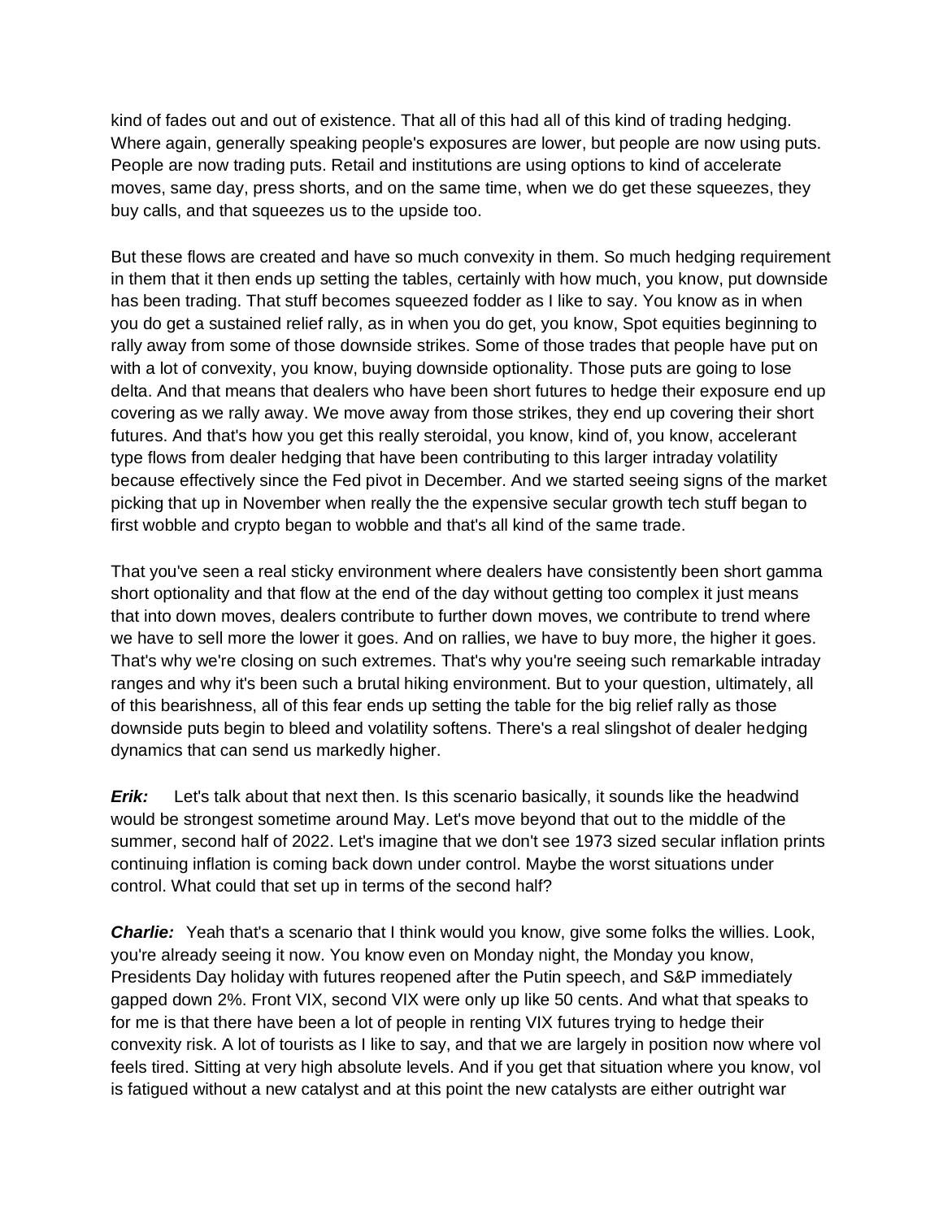kind of fades out and out of existence. That all of this had all of this kind of trading hedging. Where again, generally speaking people's exposures are lower, but people are now using puts. People are now trading puts. Retail and institutions are using options to kind of accelerate moves, same day, press shorts, and on the same time, when we do get these squeezes, they buy calls, and that squeezes us to the upside too.

But these flows are created and have so much convexity in them. So much hedging requirement in them that it then ends up setting the tables, certainly with how much, you know, put downside has been trading. That stuff becomes squeezed fodder as I like to say. You know as in when you do get a sustained relief rally, as in when you do get, you know, Spot equities beginning to rally away from some of those downside strikes. Some of those trades that people have put on with a lot of convexity, you know, buying downside optionality. Those puts are going to lose delta. And that means that dealers who have been short futures to hedge their exposure end up covering as we rally away. We move away from those strikes, they end up covering their short futures. And that's how you get this really steroidal, you know, kind of, you know, accelerant type flows from dealer hedging that have been contributing to this larger intraday volatility because effectively since the Fed pivot in December. And we started seeing signs of the market picking that up in November when really the the expensive secular growth tech stuff began to first wobble and crypto began to wobble and that's all kind of the same trade.

That you've seen a real sticky environment where dealers have consistently been short gamma short optionality and that flow at the end of the day without getting too complex it just means that into down moves, dealers contribute to further down moves, we contribute to trend where we have to sell more the lower it goes. And on rallies, we have to buy more, the higher it goes. That's why we're closing on such extremes. That's why you're seeing such remarkable intraday ranges and why it's been such a brutal hiking environment. But to your question, ultimately, all of this bearishness, all of this fear ends up setting the table for the big relief rally as those downside puts begin to bleed and volatility softens. There's a real slingshot of dealer hedging dynamics that can send us markedly higher.

***Erik:*** Let's talk about that next then. Is this scenario basically, it sounds like the headwind would be strongest sometime around May. Let's move beyond that out to the middle of the summer, second half of 2022. Let's imagine that we don't see 1973 sized secular inflation prints continuing inflation is coming back down under control. Maybe the worst situations under control. What could that set up in terms of the second half?

***Charlie:*** Yeah that's a scenario that I think would you know, give some folks the willies. Look, you're already seeing it now. You know even on Monday night, the Monday you know, Presidents Day holiday with futures reopened after the Putin speech, and S&P immediately gapped down 2%. Front VIX, second VIX were only up like 50 cents. And what that speaks to for me is that there have been a lot of people in renting VIX futures trying to hedge their convexity risk. A lot of tourists as I like to say, and that we are largely in position now where vol feels tired. Sitting at very high absolute levels. And if you get that situation where you know, vol is fatigued without a new catalyst and at this point the new catalysts are either outright war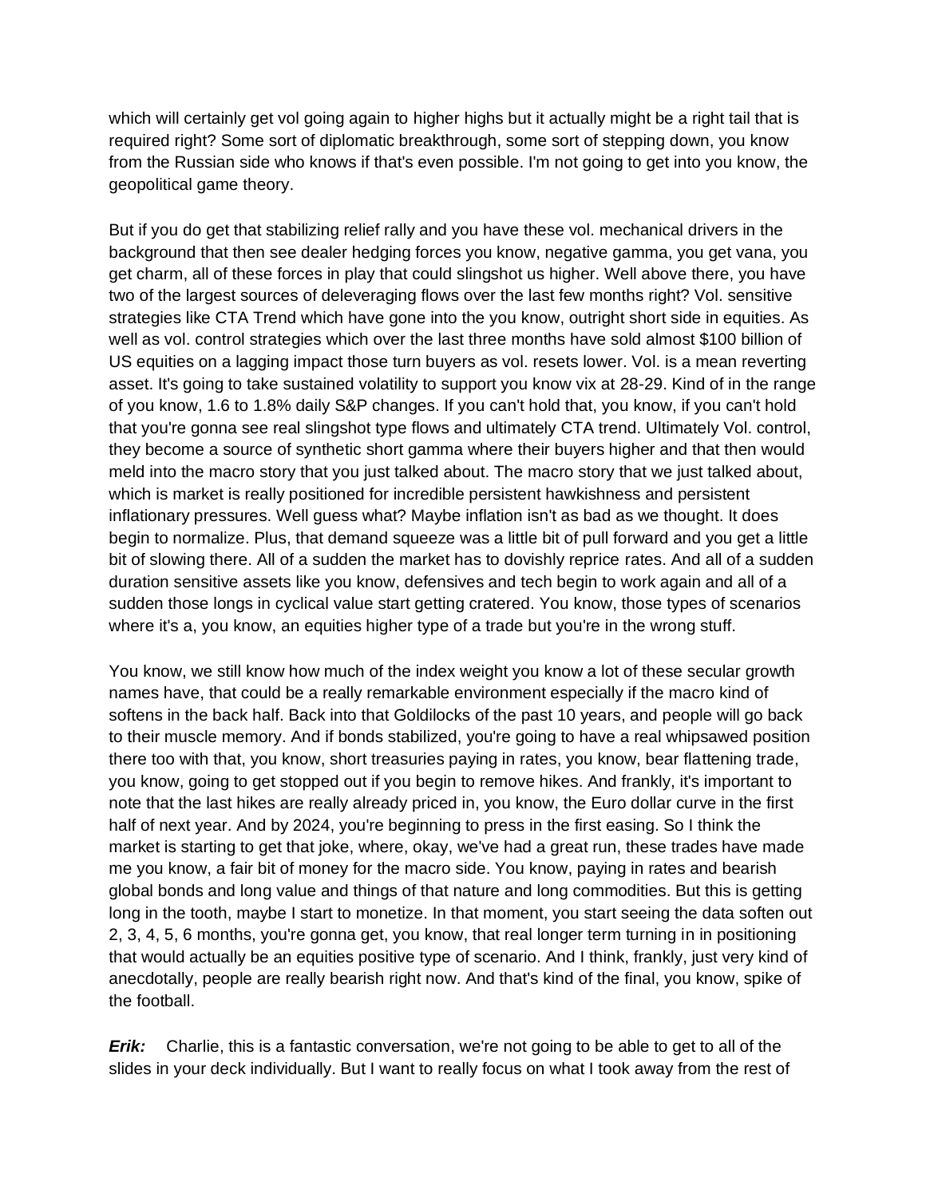which will certainly get vol going again to higher highs but it actually might be a right tail that is required right? Some sort of diplomatic breakthrough, some sort of stepping down, you know from the Russian side who knows if that's even possible. I'm not going to get into you know, the geopolitical game theory.

But if you do get that stabilizing relief rally and you have these vol. mechanical drivers in the background that then see dealer hedging forces you know, negative gamma, you get vana, you get charm, all of these forces in play that could slingshot us higher. Well above there, you have two of the largest sources of deleveraging flows over the last few months right? Vol. sensitive strategies like CTA Trend which have gone into the you know, outright short side in equities. As well as vol. control strategies which over the last three months have sold almost $100 billion of US equities on a lagging impact those turn buyers as vol. resets lower. Vol. is a mean reverting asset. It's going to take sustained volatility to support you know vix at 28-29. Kind of in the range of you know, 1.6 to 1.8% daily S&P changes. If you can't hold that, you know, if you can't hold that you're gonna see real slingshot type flows and ultimately CTA trend. Ultimately Vol. control, they become a source of synthetic short gamma where their buyers higher and that then would meld into the macro story that you just talked about. The macro story that we just talked about, which is market is really positioned for incredible persistent hawkishness and persistent inflationary pressures. Well guess what? Maybe inflation isn't as bad as we thought. It does begin to normalize. Plus, that demand squeeze was a little bit of pull forward and you get a little bit of slowing there. All of a sudden the market has to dovishly reprice rates. And all of a sudden duration sensitive assets like you know, defensives and tech begin to work again and all of a sudden those longs in cyclical value start getting cratered. You know, those types of scenarios where it's a, you know, an equities higher type of a trade but you're in the wrong stuff.

You know, we still know how much of the index weight you know a lot of these secular growth names have, that could be a really remarkable environment especially if the macro kind of softens in the back half. Back into that Goldilocks of the past 10 years, and people will go back to their muscle memory. And if bonds stabilized, you're going to have a real whipsawed position there too with that, you know, short treasuries paying in rates, you know, bear flattening trade, you know, going to get stopped out if you begin to remove hikes. And frankly, it's important to note that the last hikes are really already priced in, you know, the Euro dollar curve in the first half of next year. And by 2024, you're beginning to press in the first easing. So I think the market is starting to get that joke, where, okay, we've had a great run, these trades have made me you know, a fair bit of money for the macro side. You know, paying in rates and bearish global bonds and long value and things of that nature and long commodities. But this is getting long in the tooth, maybe I start to monetize. In that moment, you start seeing the data soften out 2, 3, 4, 5, 6 months, you're gonna get, you know, that real longer term turning in in positioning that would actually be an equities positive type of scenario. And I think, frankly, just very kind of anecdotally, people are really bearish right now. And that's kind of the final, you know, spike of the football.

***Erik:*** Charlie, this is a fantastic conversation, we're not going to be able to get to all of the slides in your deck individually. But I want to really focus on what I took away from the rest of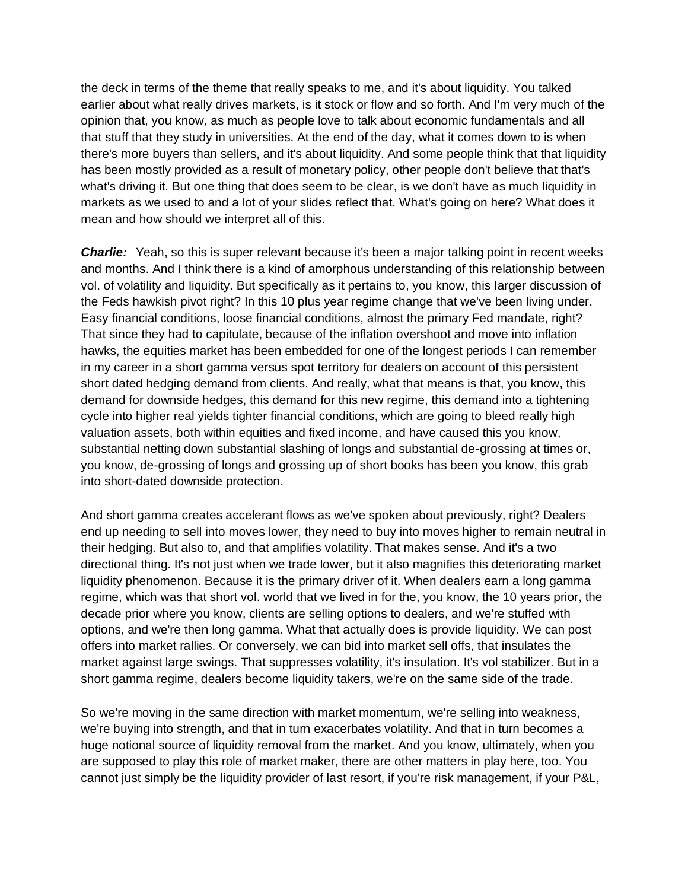the deck in terms of the theme that really speaks to me, and it's about liquidity. You talked earlier about what really drives markets, is it stock or flow and so forth. And I'm very much of the opinion that, you know, as much as people love to talk about economic fundamentals and all that stuff that they study in universities. At the end of the day, what it comes down to is when there's more buyers than sellers, and it's about liquidity. And some people think that that liquidity has been mostly provided as a result of monetary policy, other people don't believe that that's what's driving it. But one thing that does seem to be clear, is we don't have as much liquidity in markets as we used to and a lot of your slides reflect that. What's going on here? What does it mean and how should we interpret all of this.

***Charlie:*** Yeah, so this is super relevant because it's been a major talking point in recent weeks and months. And I think there is a kind of amorphous understanding of this relationship between vol. of volatility and liquidity. But specifically as it pertains to, you know, this larger discussion of the Feds hawkish pivot right? In this 10 plus year regime change that we've been living under. Easy financial conditions, loose financial conditions, almost the primary Fed mandate, right? That since they had to capitulate, because of the inflation overshoot and move into inflation hawks, the equities market has been embedded for one of the longest periods I can remember in my career in a short gamma versus spot territory for dealers on account of this persistent short dated hedging demand from clients. And really, what that means is that, you know, this demand for downside hedges, this demand for this new regime, this demand into a tightening cycle into higher real yields tighter financial conditions, which are going to bleed really high valuation assets, both within equities and fixed income, and have caused this you know, substantial netting down substantial slashing of longs and substantial de-grossing at times or, you know, de-grossing of longs and grossing up of short books has been you know, this grab into short-dated downside protection.

And short gamma creates accelerant flows as we've spoken about previously, right? Dealers end up needing to sell into moves lower, they need to buy into moves higher to remain neutral in their hedging. But also to, and that amplifies volatility. That makes sense. And it's a two directional thing. It's not just when we trade lower, but it also magnifies this deteriorating market liquidity phenomenon. Because it is the primary driver of it. When dealers earn a long gamma regime, which was that short vol. world that we lived in for the, you know, the 10 years prior, the decade prior where you know, clients are selling options to dealers, and we're stuffed with options, and we're then long gamma. What that actually does is provide liquidity. We can post offers into market rallies. Or conversely, we can bid into market sell offs, that insulates the market against large swings. That suppresses volatility, it's insulation. It's vol stabilizer. But in a short gamma regime, dealers become liquidity takers, we're on the same side of the trade.

So we're moving in the same direction with market momentum, we're selling into weakness, we're buying into strength, and that in turn exacerbates volatility. And that in turn becomes a huge notional source of liquidity removal from the market. And you know, ultimately, when you are supposed to play this role of market maker, there are other matters in play here, too. You cannot just simply be the liquidity provider of last resort, if you're risk management, if your P&L,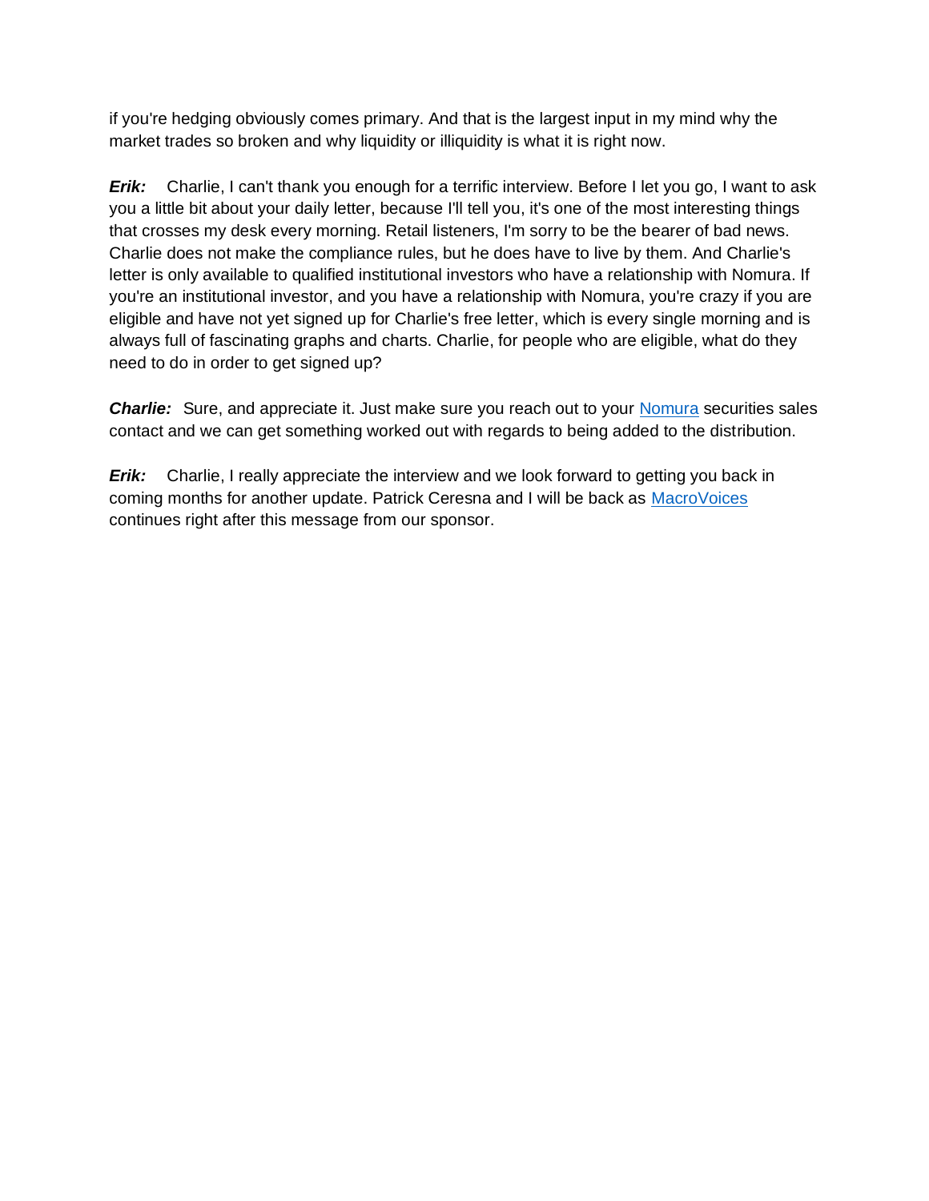if you're hedging obviously comes primary. And that is the largest input in my mind why the market trades so broken and why liquidity or illiquidity is what it is right now.

***Erik:*** Charlie, I can't thank you enough for a terrific interview. Before I let you go, I want to ask you a little bit about your daily letter, because I'll tell you, it's one of the most interesting things that crosses my desk every morning. Retail listeners, I'm sorry to be the bearer of bad news. Charlie does not make the compliance rules, but he does have to live by them. And Charlie's letter is only available to qualified institutional investors who have a relationship with Nomura. If you're an institutional investor, and you have a relationship with Nomura, you're crazy if you are eligible and have not yet signed up for Charlie's free letter, which is every single morning and is always full of fascinating graphs and charts. Charlie, for people who are eligible, what do they need to do in order to get signed up?

***Charlie:*** Sure, and appreciate it. Just make sure you reach out to your Nomura securities sales contact and we can get something worked out with regards to being added to the distribution.

***Erik:*** Charlie, I really appreciate the interview and we look forward to getting you back in coming months for another update. Patrick Ceresna and I will be back as MacroVoices continues right after this message from our sponsor.